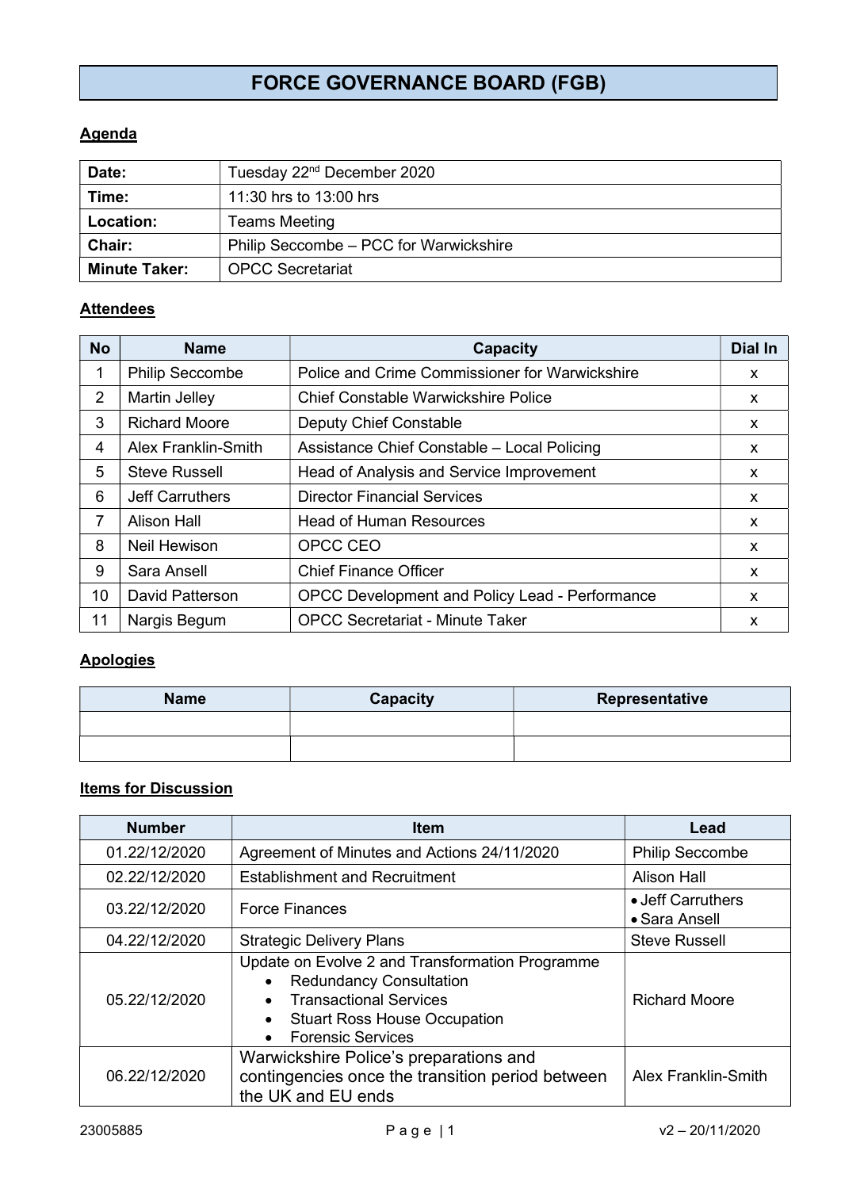# FORCE GOVERNANCE BOARD (FGB)

## Agenda

| | |
|---|---|
| **Date:** | Tuesday 22nd December 2020 |
| **Time:** | 11:30 hrs to 13:00 hrs |
| **Location:** | Teams Meeting |
| **Chair:** | Philip Seccombe – PCC for Warwickshire |
| **Minute Taker:** | OPCC Secretariat |

## Attendees

| No | Name | Capacity | Dial In |
|---|---|---|---|
| 1 | Philip Seccombe | Police and Crime Commissioner for Warwickshire | x |
| 2 | Martin Jelley | Chief Constable Warwickshire Police | x |
| 3 | Richard Moore | Deputy Chief Constable | x |
| 4 | Alex Franklin-Smith | Assistance Chief Constable – Local Policing | x |
| 5 | Steve Russell | Head of Analysis and Service Improvement | x |
| 6 | Jeff Carruthers | Director Financial Services | x |
| 7 | Alison Hall | Head of Human Resources | x |
| 8 | Neil Hewison | OPCC CEO | x |
| 9 | Sara Ansell | Chief Finance Officer | x |
| 10 | David Patterson | OPCC Development and Policy Lead - Performance | x |
| 11 | Nargis Begum | OPCC Secretariat - Minute Taker | x |

## Apologies

| Name | Capacity | Representative |
|---|---|---|
| | | |
| | | |

## Items for Discussion

| Number | Item | Lead |
|---|---|---|
| 01.22/12/2020 | Agreement of Minutes and Actions 24/11/2020 | Philip Seccombe |
| 02.22/12/2020 | Establishment and Recruitment | Alison Hall |
| 03.22/12/2020 | Force Finances | • Jeff Carruthers<br>• Sara Ansell |
| 04.22/12/2020 | Strategic Delivery Plans | Steve Russell |
| 05.22/12/2020 | Update on Evolve 2 and Transformation Programme<br>• Redundancy Consultation<br>• Transactional Services<br>• Stuart Ross House Occupation<br>• Forensic Services | Richard Moore |
| 06.22/12/2020 | Warwickshire Police's preparations and contingencies once the transition period between the UK and EU ends | Alex Franklin-Smith |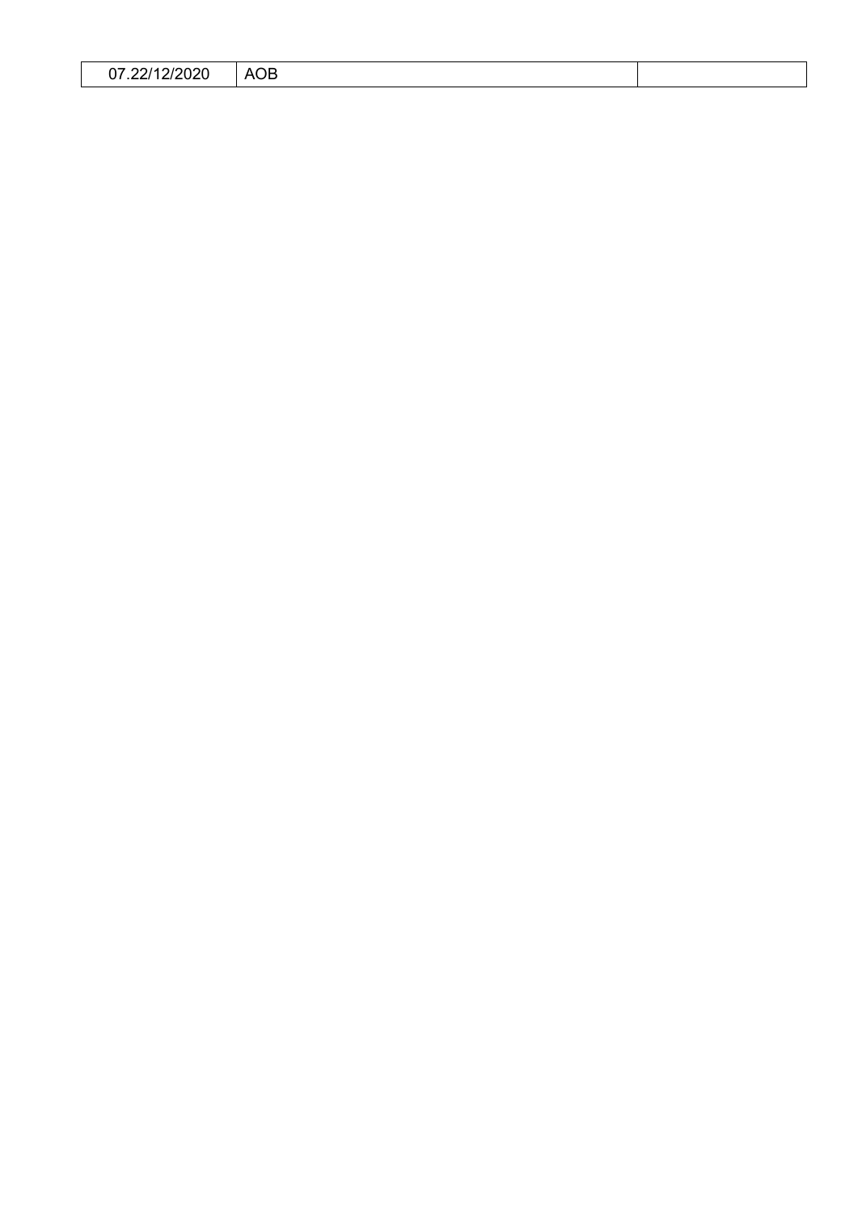| | | |
|---|---|---|
| 07.22/12/2020 | AOB | |